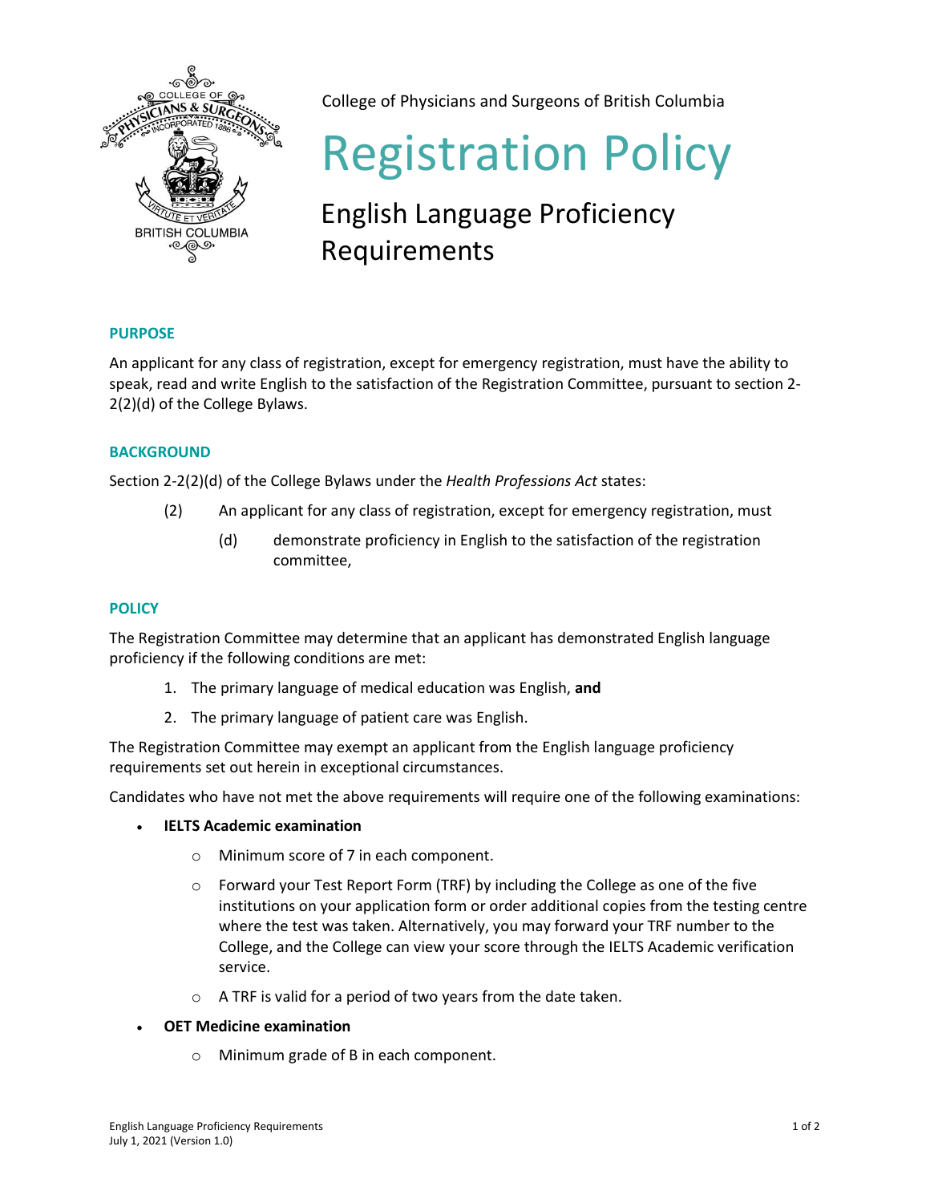College of Physicians and Surgeons of British Columbia

# Registration Policy

## English Language Proficiency Requirements

### PURPOSE

An applicant for any class of registration, except for emergency registration, must have the ability to speak, read and write English to the satisfaction of the Registration Committee, pursuant to section 2-2(2)(d) of the College Bylaws.

### BACKGROUND

Section 2-2(2)(d) of the College Bylaws under the *Health Professions Act* states:

(2) An applicant for any class of registration, except for emergency registration, must

(d) demonstrate proficiency in English to the satisfaction of the registration committee,

### POLICY

The Registration Committee may determine that an applicant has demonstrated English language proficiency if the following conditions are met:

1. The primary language of medical education was English, **and**
2. The primary language of patient care was English.

The Registration Committee may exempt an applicant from the English language proficiency requirements set out herein in exceptional circumstances.

Candidates who have not met the above requirements will require one of the following examinations:

- **IELTS Academic examination**
  - Minimum score of 7 in each component.
  - Forward your Test Report Form (TRF) by including the College as one of the five institutions on your application form or order additional copies from the testing centre where the test was taken. Alternatively, you may forward your TRF number to the College, and the College can view your score through the IELTS Academic verification service.
  - A TRF is valid for a period of two years from the date taken.
- **OET Medicine examination**
  - Minimum grade of B in each component.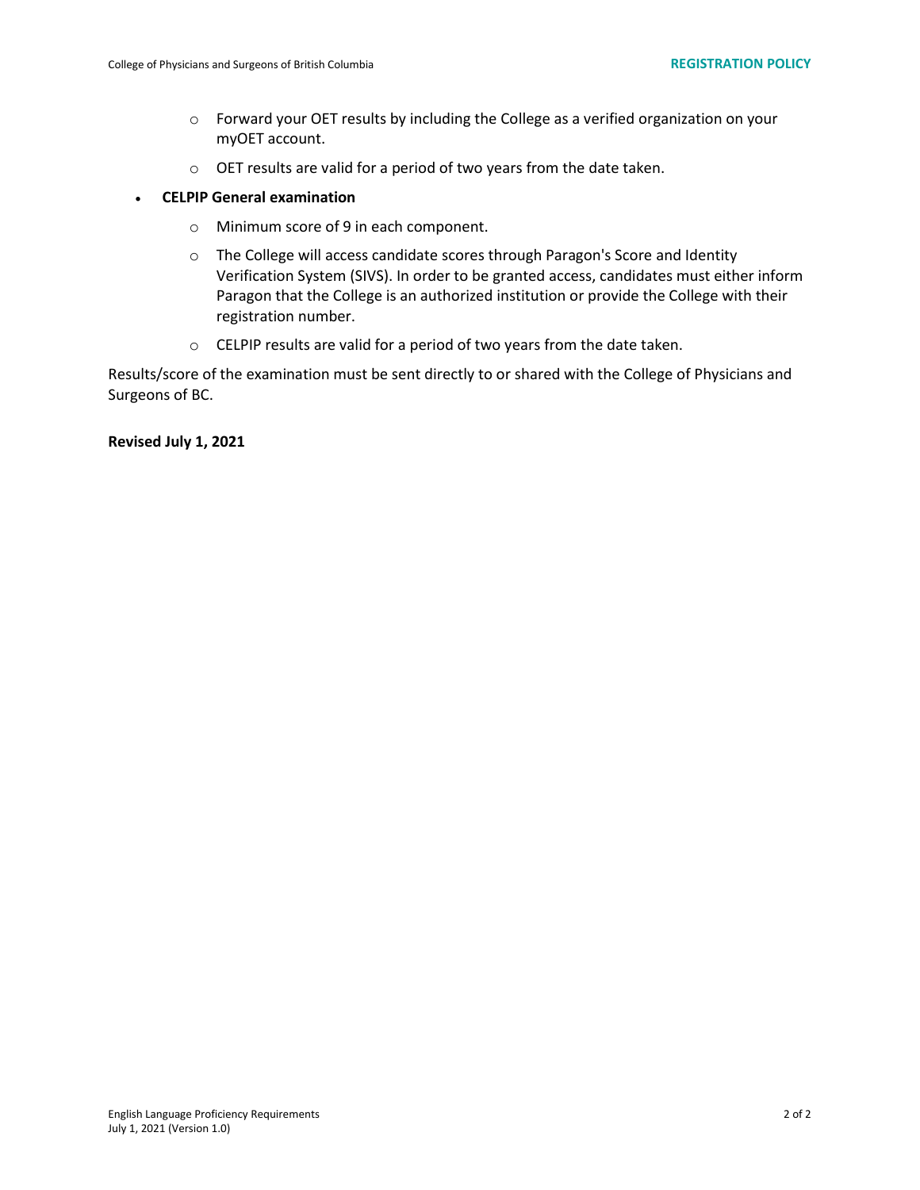- Forward your OET results by including the College as a verified organization on your myOET account.
  - OET results are valid for a period of two years from the date taken.

- **CELPIP General examination**
  - Minimum score of 9 in each component.
  - The College will access candidate scores through Paragon's Score and Identity Verification System (SIVS). In order to be granted access, candidates must either inform Paragon that the College is an authorized institution or provide the College with their registration number.
  - CELPIP results are valid for a period of two years from the date taken.

Results/score of the examination must be sent directly to or shared with the College of Physicians and Surgeons of BC.

**Revised July 1, 2021**